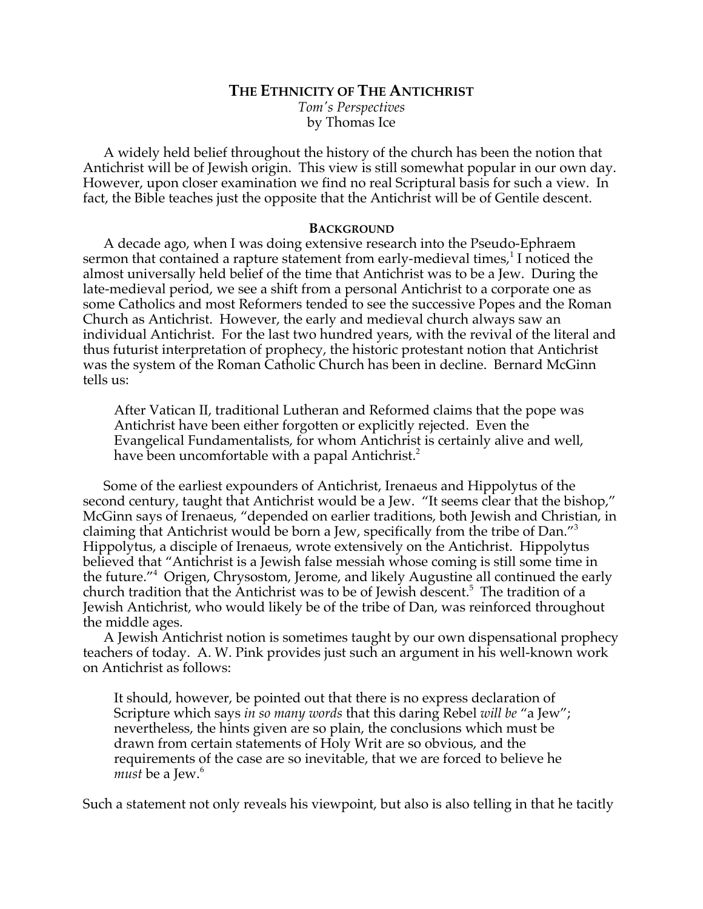# THE ETHNICITY OF THE ANTICHRIST

*Tom's Perspectives*
by Thomas Ice

A widely held belief throughout the history of the church has been the notion that Antichrist will be of Jewish origin. This view is still somewhat popular in our own day. However, upon closer examination we find no real Scriptural basis for such a view. In fact, the Bible teaches just the opposite that the Antichrist will be of Gentile descent.

## BACKGROUND

A decade ago, when I was doing extensive research into the Pseudo-Ephraem sermon that contained a rapture statement from early-medieval times,[1] I noticed the almost universally held belief of the time that Antichrist was to be a Jew. During the late-medieval period, we see a shift from a personal Antichrist to a corporate one as some Catholics and most Reformers tended to see the successive Popes and the Roman Church as Antichrist. However, the early and medieval church always saw an individual Antichrist. For the last two hundred years, with the revival of the literal and thus futurist interpretation of prophecy, the historic protestant notion that Antichrist was the system of the Roman Catholic Church has been in decline. Bernard McGinn tells us:

> After Vatican II, traditional Lutheran and Reformed claims that the pope was Antichrist have been either forgotten or explicitly rejected. Even the Evangelical Fundamentalists, for whom Antichrist is certainly alive and well, have been uncomfortable with a papal Antichrist.[2]

Some of the earliest expounders of Antichrist, Irenaeus and Hippolytus of the second century, taught that Antichrist would be a Jew. "It seems clear that the bishop," McGinn says of Irenaeus, "depended on earlier traditions, both Jewish and Christian, in claiming that Antichrist would be born a Jew, specifically from the tribe of Dan."[3] Hippolytus, a disciple of Irenaeus, wrote extensively on the Antichrist. Hippolytus believed that "Antichrist is a Jewish false messiah whose coming is still some time in the future."[4] Origen, Chrysostom, Jerome, and likely Augustine all continued the early church tradition that the Antichrist was to be of Jewish descent.[5] The tradition of a Jewish Antichrist, who would likely be of the tribe of Dan, was reinforced throughout the middle ages.

A Jewish Antichrist notion is sometimes taught by our own dispensational prophecy teachers of today. A. W. Pink provides just such an argument in his well-known work on Antichrist as follows:

> It should, however, be pointed out that there is no express declaration of Scripture which says *in so many words* that this daring Rebel *will be* "a Jew"; nevertheless, the hints given are so plain, the conclusions which must be drawn from certain statements of Holy Writ are so obvious, and the requirements of the case are so inevitable, that we are forced to believe he *must* be a Jew.[6]

Such a statement not only reveals his viewpoint, but also is also telling in that he tacitly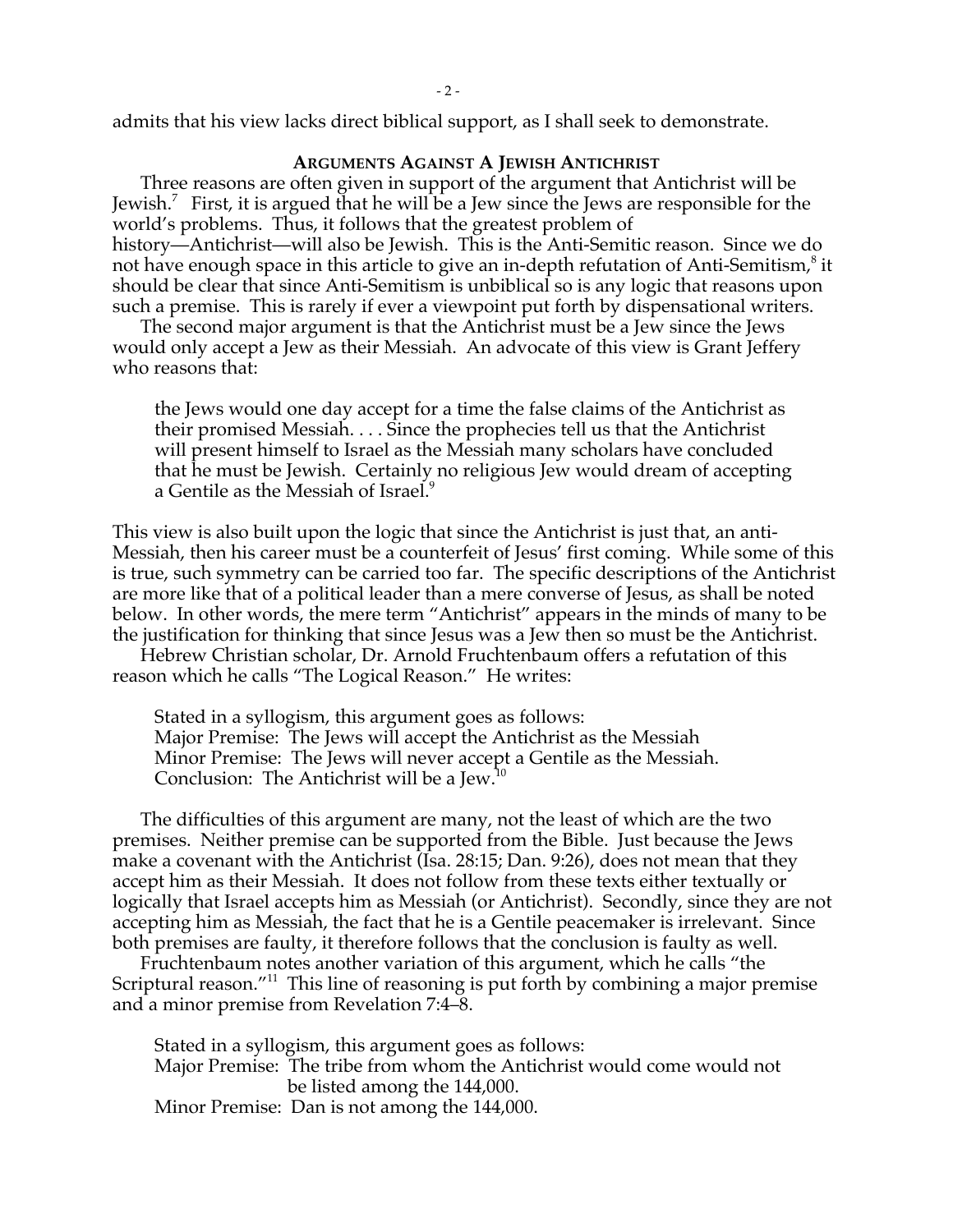admits that his view lacks direct biblical support, as I shall seek to demonstrate.

## ARGUMENTS AGAINST A JEWISH ANTICHRIST

Three reasons are often given in support of the argument that Antichrist will be Jewish.[7] First, it is argued that he will be a Jew since the Jews are responsible for the world's problems. Thus, it follows that the greatest problem of history—Antichrist—will also be Jewish. This is the Anti-Semitic reason. Since we do not have enough space in this article to give an in-depth refutation of Anti-Semitism,[8] it should be clear that since Anti-Semitism is unbiblical so is any logic that reasons upon such a premise. This is rarely if ever a viewpoint put forth by dispensational writers.

The second major argument is that the Antichrist must be a Jew since the Jews would only accept a Jew as their Messiah. An advocate of this view is Grant Jeffery who reasons that:

> the Jews would one day accept for a time the false claims of the Antichrist as their promised Messiah. . . . Since the prophecies tell us that the Antichrist will present himself to Israel as the Messiah many scholars have concluded that he must be Jewish. Certainly no religious Jew would dream of accepting a Gentile as the Messiah of Israel.[9]

This view is also built upon the logic that since the Antichrist is just that, an anti-Messiah, then his career must be a counterfeit of Jesus' first coming. While some of this is true, such symmetry can be carried too far. The specific descriptions of the Antichrist are more like that of a political leader than a mere converse of Jesus, as shall be noted below. In other words, the mere term "Antichrist" appears in the minds of many to be the justification for thinking that since Jesus was a Jew then so must be the Antichrist.

Hebrew Christian scholar, Dr. Arnold Fruchtenbaum offers a refutation of this reason which he calls "The Logical Reason." He writes:

> Stated in a syllogism, this argument goes as follows:
> Major Premise: The Jews will accept the Antichrist as the Messiah
> Minor Premise: The Jews will never accept a Gentile as the Messiah.
> Conclusion: The Antichrist will be a Jew.[10]

The difficulties of this argument are many, not the least of which are the two premises. Neither premise can be supported from the Bible. Just because the Jews make a covenant with the Antichrist (Isa. 28:15; Dan. 9:26), does not mean that they accept him as their Messiah. It does not follow from these texts either textually or logically that Israel accepts him as Messiah (or Antichrist). Secondly, since they are not accepting him as Messiah, the fact that he is a Gentile peacemaker is irrelevant. Since both premises are faulty, it therefore follows that the conclusion is faulty as well.

Fruchtenbaum notes another variation of this argument, which he calls "the Scriptural reason."[11] This line of reasoning is put forth by combining a major premise and a minor premise from Revelation 7:4–8.

> Stated in a syllogism, this argument goes as follows:
> Major Premise: The tribe from whom the Antichrist would come would not be listed among the 144,000.
> Minor Premise: Dan is not among the 144,000.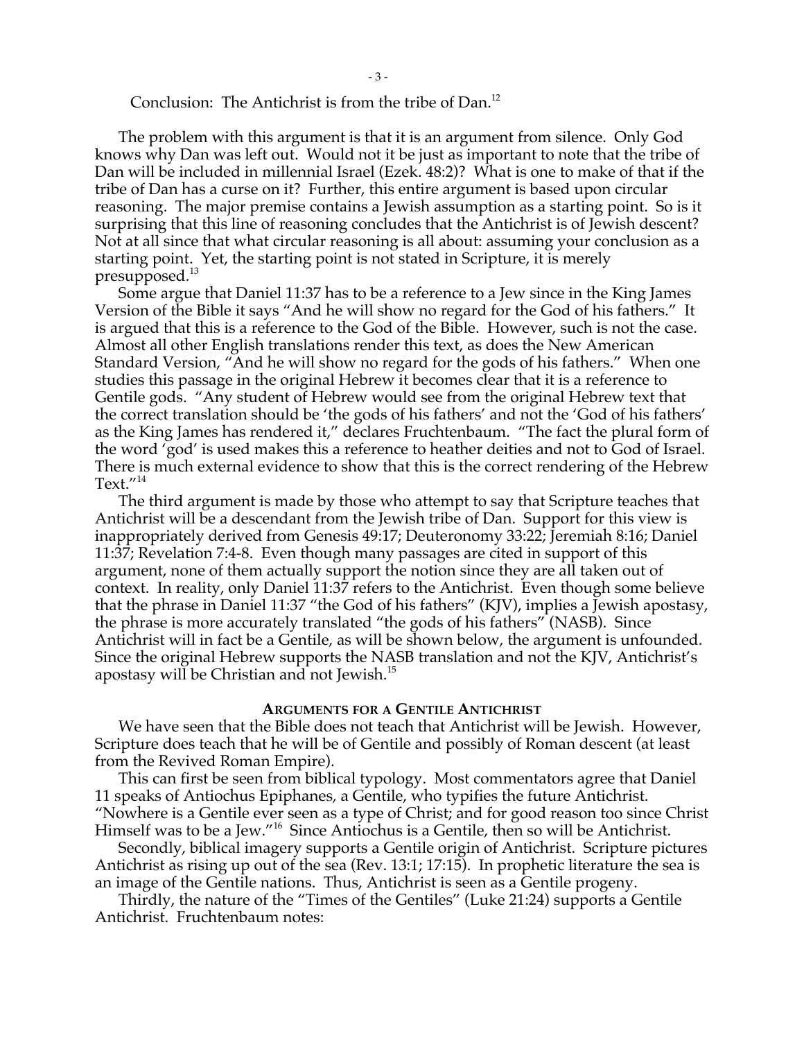Conclusion: The Antichrist is from the tribe of Dan.[12]

The problem with this argument is that it is an argument from silence. Only God knows why Dan was left out. Would not it be just as important to note that the tribe of Dan will be included in millennial Israel (Ezek. 48:2)? What is one to make of that if the tribe of Dan has a curse on it? Further, this entire argument is based upon circular reasoning. The major premise contains a Jewish assumption as a starting point. So is it surprising that this line of reasoning concludes that the Antichrist is of Jewish descent? Not at all since that what circular reasoning is all about: assuming your conclusion as a starting point. Yet, the starting point is not stated in Scripture, it is merely presupposed.[13]

Some argue that Daniel 11:37 has to be a reference to a Jew since in the King James Version of the Bible it says "And he will show no regard for the God of his fathers." It is argued that this is a reference to the God of the Bible. However, such is not the case. Almost all other English translations render this text, as does the New American Standard Version, "And he will show no regard for the gods of his fathers." When one studies this passage in the original Hebrew it becomes clear that it is a reference to Gentile gods. "Any student of Hebrew would see from the original Hebrew text that the correct translation should be 'the gods of his fathers' and not the 'God of his fathers' as the King James has rendered it," declares Fruchtenbaum. "The fact the plural form of the word 'god' is used makes this a reference to heather deities and not to God of Israel. There is much external evidence to show that this is the correct rendering of the Hebrew Text."[14]

The third argument is made by those who attempt to say that Scripture teaches that Antichrist will be a descendant from the Jewish tribe of Dan. Support for this view is inappropriately derived from Genesis 49:17; Deuteronomy 33:22; Jeremiah 8:16; Daniel 11:37; Revelation 7:4-8. Even though many passages are cited in support of this argument, none of them actually support the notion since they are all taken out of context. In reality, only Daniel 11:37 refers to the Antichrist. Even though some believe that the phrase in Daniel 11:37 "the God of his fathers" (KJV), implies a Jewish apostasy, the phrase is more accurately translated "the gods of his fathers" (NASB). Since Antichrist will in fact be a Gentile, as will be shown below, the argument is unfounded. Since the original Hebrew supports the NASB translation and not the KJV, Antichrist's apostasy will be Christian and not Jewish.[15]

## ARGUMENTS FOR A GENTILE ANTICHRIST

We have seen that the Bible does not teach that Antichrist will be Jewish. However, Scripture does teach that he will be of Gentile and possibly of Roman descent (at least from the Revived Roman Empire).

This can first be seen from biblical typology. Most commentators agree that Daniel 11 speaks of Antiochus Epiphanes, a Gentile, who typifies the future Antichrist. "Nowhere is a Gentile ever seen as a type of Christ; and for good reason too since Christ Himself was to be a Jew."[16] Since Antiochus is a Gentile, then so will be Antichrist.

Secondly, biblical imagery supports a Gentile origin of Antichrist. Scripture pictures Antichrist as rising up out of the sea (Rev. 13:1; 17:15). In prophetic literature the sea is an image of the Gentile nations. Thus, Antichrist is seen as a Gentile progeny.

Thirdly, the nature of the "Times of the Gentiles" (Luke 21:24) supports a Gentile Antichrist. Fruchtenbaum notes: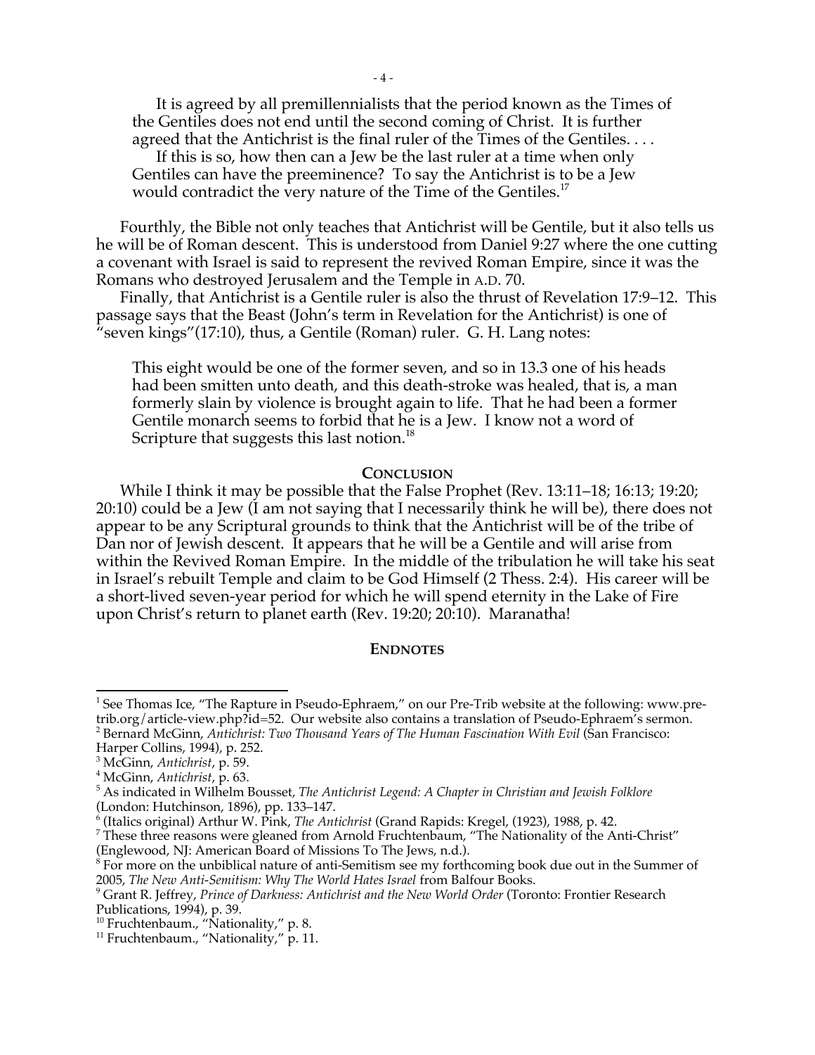> It is agreed by all premillennialists that the period known as the Times of the Gentiles does not end until the second coming of Christ. It is further agreed that the Antichrist is the final ruler of the Times of the Gentiles. . . .
>
> If this is so, how then can a Jew be the last ruler at a time when only Gentiles can have the preeminence? To say the Antichrist is to be a Jew would contradict the very nature of the Time of the Gentiles.[17]

Fourthly, the Bible not only teaches that Antichrist will be Gentile, but it also tells us he will be of Roman descent. This is understood from Daniel 9:27 where the one cutting a covenant with Israel is said to represent the revived Roman Empire, since it was the Romans who destroyed Jerusalem and the Temple in A.D. 70.

Finally, that Antichrist is a Gentile ruler is also the thrust of Revelation 17:9–12. This passage says that the Beast (John's term in Revelation for the Antichrist) is one of "seven kings"(17:10), thus, a Gentile (Roman) ruler. G. H. Lang notes:

> This eight would be one of the former seven, and so in 13.3 one of his heads had been smitten unto death, and this death-stroke was healed, that is, a man formerly slain by violence is brought again to life. That he had been a former Gentile monarch seems to forbid that he is a Jew. I know not a word of Scripture that suggests this last notion.[18]

## CONCLUSION

While I think it may be possible that the False Prophet (Rev. 13:11–18; 16:13; 19:20; 20:10) could be a Jew (I am not saying that I necessarily think he will be), there does not appear to be any Scriptural grounds to think that the Antichrist will be of the tribe of Dan nor of Jewish descent. It appears that he will be a Gentile and will arise from within the Revived Roman Empire. In the middle of the tribulation he will take his seat in Israel's rebuilt Temple and claim to be God Himself (2 Thess. 2:4). His career will be a short-lived seven-year period for which he will spend eternity in the Lake of Fire upon Christ's return to planet earth (Rev. 19:20; 20:10). Maranatha!

## ENDNOTES

[1] See Thomas Ice, "The Rapture in Pseudo-Ephraem," on our Pre-Trib website at the following: www.pre-trib.org/article-view.php?id=52. Our website also contains a translation of Pseudo-Ephraem's sermon.

[2] Bernard McGinn, *Antichrist: Two Thousand Years of The Human Fascination With Evil* (San Francisco: Harper Collins, 1994), p. 252.

[3] McGinn, *Antichrist*, p. 59.

[4] McGinn, *Antichrist*, p. 63.

[5] As indicated in Wilhelm Bousset, *The Antichrist Legend: A Chapter in Christian and Jewish Folklore* (London: Hutchinson, 1896), pp. 133–147.

[6] (Italics original) Arthur W. Pink, *The Antichrist* (Grand Rapids: Kregel, (1923), 1988, p. 42.

[7] These three reasons were gleaned from Arnold Fruchtenbaum, "The Nationality of the Anti-Christ" (Englewood, NJ: American Board of Missions To The Jews, n.d.).

[8] For more on the unbiblical nature of anti-Semitism see my forthcoming book due out in the Summer of 2005, *The New Anti-Semitism: Why The World Hates Israel* from Balfour Books.

[9] Grant R. Jeffrey, *Prince of Darkness: Antichrist and the New World Order* (Toronto: Frontier Research Publications, 1994), p. 39.

[10] Fruchtenbaum., "Nationality," p. 8.

[11] Fruchtenbaum., "Nationality," p. 11.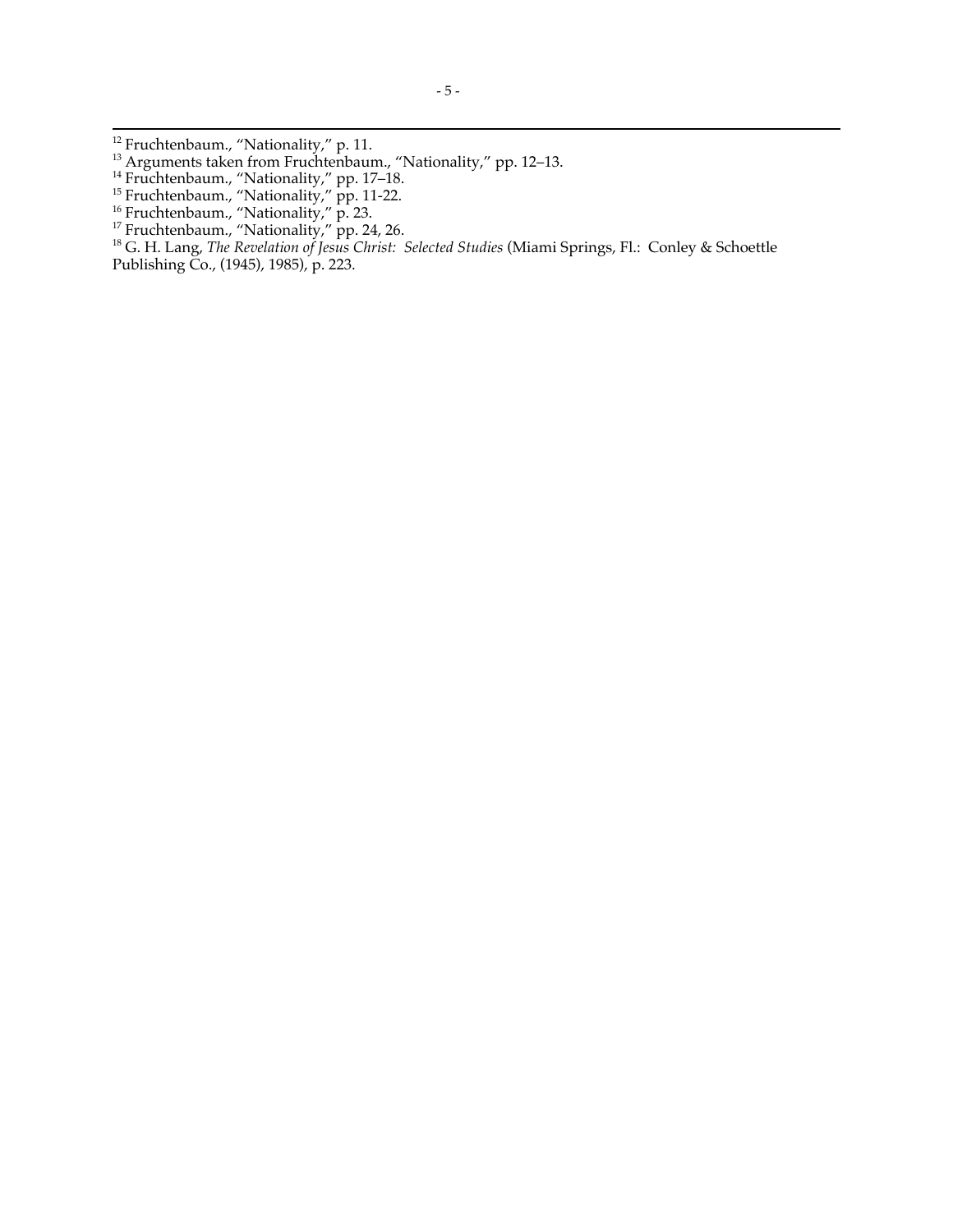[12] Fruchtenbaum., "Nationality," p. 11.

[13] Arguments taken from Fruchtenbaum., "Nationality," pp. 12–13.

[14] Fruchtenbaum., "Nationality," pp. 17–18.

[15] Fruchtenbaum., "Nationality," pp. 11-22.

[16] Fruchtenbaum., "Nationality," p. 23.

[17] Fruchtenbaum., "Nationality," pp. 24, 26.

[18] G. H. Lang, *The Revelation of Jesus Christ: Selected Studies* (Miami Springs, Fl.: Conley & Schoettle Publishing Co., (1945), 1985), p. 223.